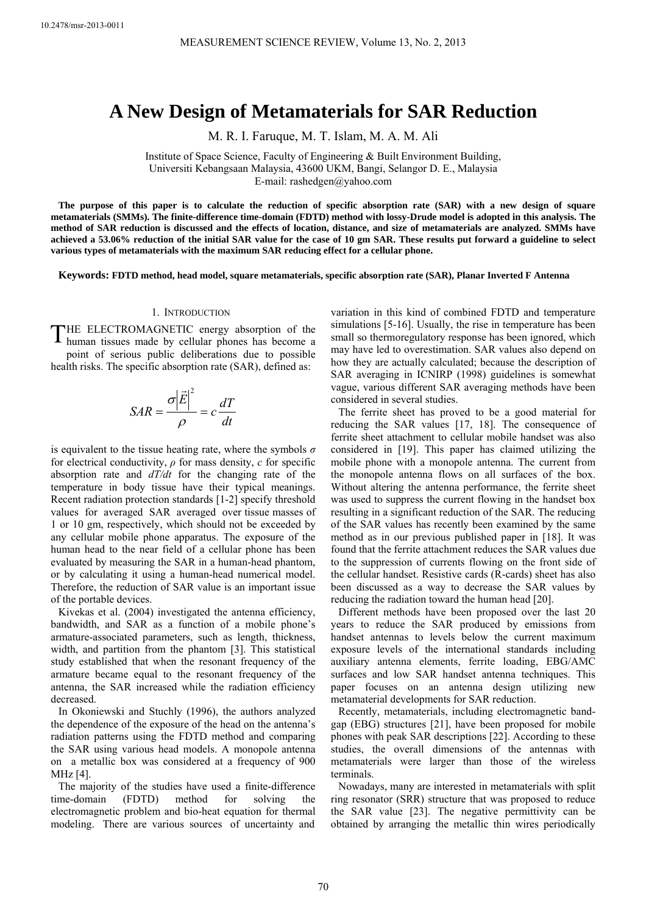10.2478/msr-2013-0011

# A New Design of Metamaterials for SAR Reduction

M. R. I. Faruque, M. T. Islam, M. A. M. Ali

Institute of Space Science, Faculty of Engineering & Built Environment Building, Universiti Kebangsaan Malaysia, 43600 UKM, Bangi, Selangor D. E., Malaysia
E-mail: rashedgen@yahoo.com

**The purpose of this paper is to calculate the reduction of specific absorption rate (SAR) with a new design of square metamaterials (SMMs). The finite-difference time-domain (FDTD) method with lossy-Drude model is adopted in this analysis. The method of SAR reduction is discussed and the effects of location, distance, and size of metamaterials are analyzed. SMMs have achieved a 53.06% reduction of the initial SAR value for the case of 10 gm SAR. These results put forward a guideline to select various types of metamaterials with the maximum SAR reducing effect for a cellular phone.**

**Keywords: FDTD method, head model, square metamaterials, specific absorption rate (SAR), Planar Inverted F Antenna**

## 1. Introduction

THE ELECTROMAGNETIC energy absorption of the human tissues made by cellular phones has become a point of serious public deliberations due to possible health risks. The specific absorption rate (SAR), defined as:

$$SAR = \frac{\sigma |\vec{E}|^2}{\rho} = c\frac{dT}{dt}$$

is equivalent to the tissue heating rate, where the symbols $\sigma$ for electrical conductivity, $\rho$ for mass density, $c$ for specific absorption rate and $dT/dt$ for the changing rate of the temperature in body tissue have their typical meanings. Recent radiation protection standards [1-2] specify threshold values for averaged SAR averaged over tissue masses of 1 or 10 gm, respectively, which should not be exceeded by any cellular mobile phone apparatus. The exposure of the human head to the near field of a cellular phone has been evaluated by measuring the SAR in a human-head phantom, or by calculating it using a human-head numerical model. Therefore, the reduction of SAR value is an important issue of the portable devices.

Kivekas et al. (2004) investigated the antenna efficiency, bandwidth, and SAR as a function of a mobile phone's armature-associated parameters, such as length, thickness, width, and partition from the phantom [3]. This statistical study established that when the resonant frequency of the armature became equal to the resonant frequency of the antenna, the SAR increased while the radiation efficiency decreased.

In Okoniewski and Stuchly (1996), the authors analyzed the dependence of the exposure of the head on the antenna's radiation patterns using the FDTD method and comparing the SAR using various head models. A monopole antenna on a metallic box was considered at a frequency of 900 MHz [4].

The majority of the studies have used a finite-difference time-domain (FDTD) method for solving the electromagnetic problem and bio-heat equation for thermal modeling. There are various sources of uncertainty and variation in this kind of combined FDTD and temperature simulations [5-16]. Usually, the rise in temperature has been small so thermoregulatory response has been ignored, which may have led to overestimation. SAR values also depend on how they are actually calculated; because the description of SAR averaging in ICNIRP (1998) guidelines is somewhat vague, various different SAR averaging methods have been considered in several studies.

The ferrite sheet has proved to be a good material for reducing the SAR values [17, 18]. The consequence of ferrite sheet attachment to cellular mobile handset was also considered in [19]. This paper has claimed utilizing the mobile phone with a monopole antenna. The current from the monopole antenna flows on all surfaces of the box. Without altering the antenna performance, the ferrite sheet was used to suppress the current flowing in the handset box resulting in a significant reduction of the SAR. The reducing of the SAR values has recently been examined by the same method as in our previous published paper in [18]. It was found that the ferrite attachment reduces the SAR values due to the suppression of currents flowing on the front side of the cellular handset. Resistive cards (R-cards) sheet has also been discussed as a way to decrease the SAR values by reducing the radiation toward the human head [20].

Different methods have been proposed over the last 20 years to reduce the SAR produced by emissions from handset antennas to levels below the current maximum exposure levels of the international standards including auxiliary antenna elements, ferrite loading, EBG/AMC surfaces and low SAR handset antenna techniques. This paper focuses on an antenna design utilizing new metamaterial developments for SAR reduction.

Recently, metamaterials, including electromagnetic band-gap (EBG) structures [21], have been proposed for mobile phones with peak SAR descriptions [22]. According to these studies, the overall dimensions of the antennas with metamaterials were larger than those of the wireless terminals.

Nowadays, many are interested in metamaterials with split ring resonator (SRR) structure that was proposed to reduce the SAR value [23]. The negative permittivity can be obtained by arranging the metallic thin wires periodically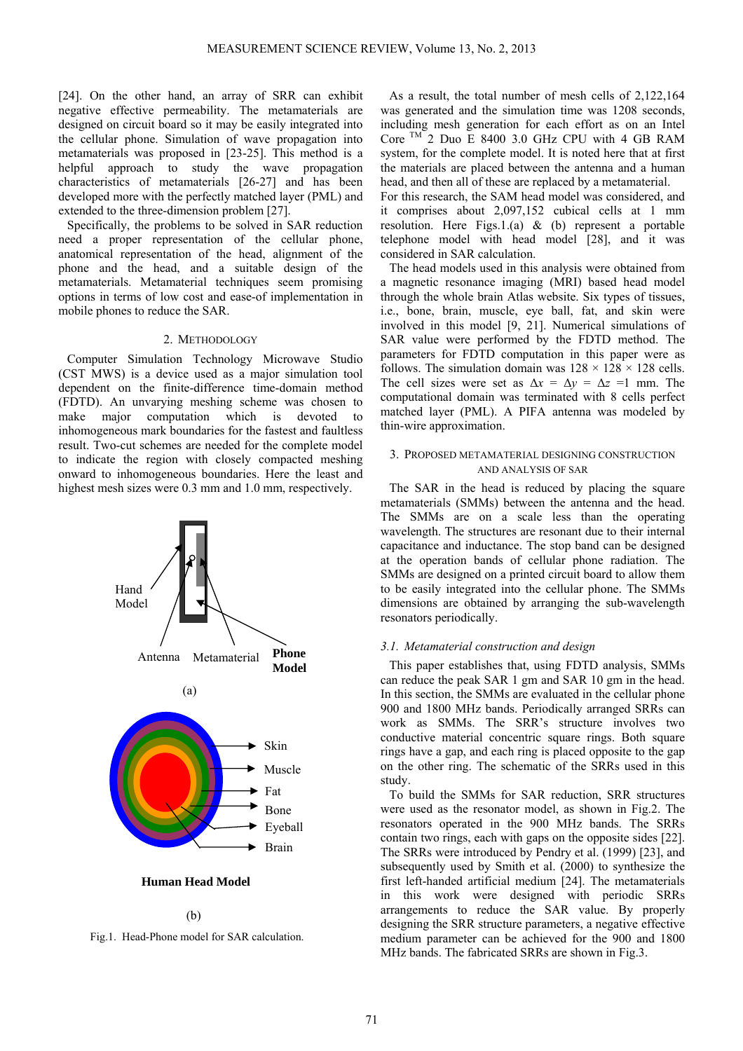[24]. On the other hand, an array of SRR can exhibit negative effective permeability. The metamaterials are designed on circuit board so it may be easily integrated into the cellular phone. Simulation of wave propagation into metamaterials was proposed in [23-25]. This method is a helpful approach to study the wave propagation characteristics of metamaterials [26-27] and has been developed more with the perfectly matched layer (PML) and extended to the three-dimension problem [27].

Specifically, the problems to be solved in SAR reduction need a proper representation of the cellular phone, anatomical representation of the head, alignment of the phone and the head, and a suitable design of the metamaterials. Metamaterial techniques seem promising options in terms of low cost and ease-of implementation in mobile phones to reduce the SAR.

## 2. Methodology

Computer Simulation Technology Microwave Studio (CST MWS) is a device used as a major simulation tool dependent on the finite-difference time-domain method (FDTD). An unvarying meshing scheme was chosen to make major computation which is devoted to inhomogeneous mark boundaries for the fastest and faultless result. Two-cut schemes are needed for the complete model to indicate the region with closely compacted meshing onward to inhomogeneous boundaries. Here the least and highest mesh sizes were 0.3 mm and 1.0 mm, respectively.

Hand Model, Antenna, Metamaterial, Phone Model

(a)

Skin, Muscle, Fat, Bone, Eyeball, Brain

**Human Head Model**

(b)

Fig.1. Head-Phone model for SAR calculation.

As a result, the total number of mesh cells of 2,122,164 was generated and the simulation time was 1208 seconds, including mesh generation for each effort as on an Intel Core ™ 2 Duo E 8400 3.0 GHz CPU with 4 GB RAM system, for the complete model. It is noted here that at first the materials are placed between the antenna and a human head, and then all of these are replaced by a metamaterial. For this research, the SAM head model was considered, and it comprises about 2,097,152 cubical cells at 1 mm resolution. Here Figs.1.(a) & (b) represent a portable telephone model with head model [28], and it was considered in SAR calculation.

The head models used in this analysis were obtained from a magnetic resonance imaging (MRI) based head model through the whole brain Atlas website. Six types of tissues, i.e., bone, brain, muscle, eye ball, fat, and skin were involved in this model [9, 21]. Numerical simulations of SAR value were performed by the FDTD method. The parameters for FDTD computation in this paper were as follows. The simulation domain was 128 × 128 × 128 cells. The cell sizes were set as $\Delta x = \Delta y = \Delta z = 1$ mm. The computational domain was terminated with 8 cells perfect matched layer (PML). A PIFA antenna was modeled by thin-wire approximation.

## 3. Proposed metamaterial designing construction and analysis of SAR

The SAR in the head is reduced by placing the square metamaterials (SMMs) between the antenna and the head. The SMMs are on a scale less than the operating wavelength. The structures are resonant due to their internal capacitance and inductance. The stop band can be designed at the operation bands of cellular phone radiation. The SMMs are designed on a printed circuit board to allow them to be easily integrated into the cellular phone. The SMMs dimensions are obtained by arranging the sub-wavelength resonators periodically.

### *3.1. Metamaterial construction and design*

This paper establishes that, using FDTD analysis, SMMs can reduce the peak SAR 1 gm and SAR 10 gm in the head. In this section, the SMMs are evaluated in the cellular phone 900 and 1800 MHz bands. Periodically arranged SRRs can work as SMMs. The SRR's structure involves two conductive material concentric square rings. Both square rings have a gap, and each ring is placed opposite to the gap on the other ring. The schematic of the SRRs used in this study.

To build the SMMs for SAR reduction, SRR structures were used as the resonator model, as shown in Fig.2. The resonators operated in the 900 MHz bands. The SRRs contain two rings, each with gaps on the opposite sides [22]. The SRRs were introduced by Pendry et al. (1999) [23], and subsequently used by Smith et al. (2000) to synthesize the first left-handed artificial medium [24]. The metamaterials in this work were designed with periodic SRRs arrangements to reduce the SAR value. By properly designing the SRR structure parameters, a negative effective medium parameter can be achieved for the 900 and 1800 MHz bands. The fabricated SRRs are shown in Fig.3.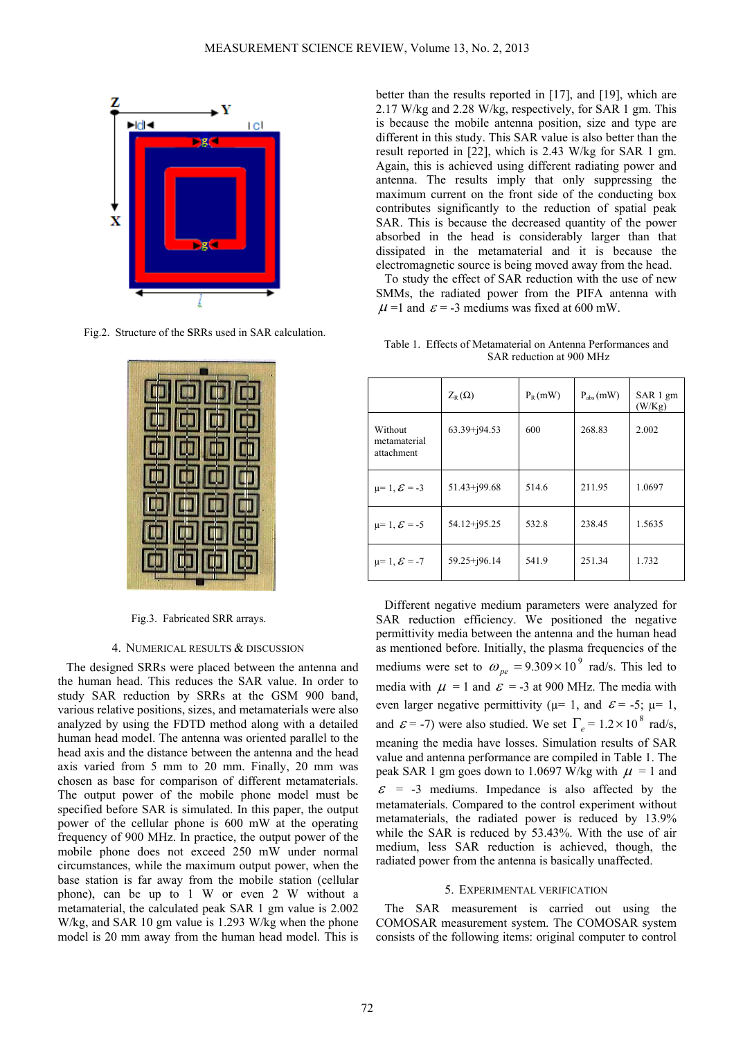Fig.2. Structure of the SRRs used in SAR calculation.

Fig.3. Fabricated SRR arrays.

## 4. NUMERICAL RESULTS & DISCUSSION

The designed SRRs were placed between the antenna and the human head. This reduces the SAR value. In order to study SAR reduction by SRRs at the GSM 900 band, various relative positions, sizes, and metamaterials were also analyzed by using the FDTD method along with a detailed human head model. The antenna was oriented parallel to the head axis and the distance between the antenna and the head axis varied from 5 mm to 20 mm. Finally, 20 mm was chosen as base for comparison of different metamaterials. The output power of the mobile phone model must be specified before SAR is simulated. In this paper, the output power of the cellular phone is 600 mW at the operating frequency of 900 MHz. In practice, the output power of the mobile phone does not exceed 250 mW under normal circumstances, while the maximum output power, when the base station is far away from the mobile station (cellular phone), can be up to 1 W or even 2 W without a metamaterial, the calculated peak SAR 1 gm value is 2.002 W/kg, and SAR 10 gm value is 1.293 W/kg when the phone model is 20 mm away from the human head model. This is better than the results reported in [17], and [19], which are 2.17 W/kg and 2.28 W/kg, respectively, for SAR 1 gm. This is because the mobile antenna position, size and type are different in this study. This SAR value is also better than the result reported in [22], which is 2.43 W/kg for SAR 1 gm. Again, this is achieved using different radiating power and antenna. The results imply that only suppressing the maximum current on the front side of the conducting box contributes significantly to the reduction of spatial peak SAR. This is because the decreased quantity of the power absorbed in the head is considerably larger than that dissipated in the metamaterial and it is because the electromagnetic source is being moved away from the head.

To study the effect of SAR reduction with the use of new SMMs, the radiated power from the PIFA antenna with $\mu = 1$ and $\varepsilon = -3$ mediums was fixed at 600 mW.

Table 1. Effects of Metamaterial on Antenna Performances and SAR reduction at 900 MHz

| | $Z_R$ (Ω) | $P_R$ (mW) | $P_{abs}$ (mW) | SAR 1 gm (W/Kg) |
|---|---|---|---|---|
| Without metamaterial attachment | 63.39+j94.53 | 600 | 268.83 | 2.002 |
| $\mu = 1, \varepsilon = -3$ | 51.43+j99.68 | 514.6 | 211.95 | 1.0697 |
| $\mu = 1, \varepsilon = -5$ | 54.12+j95.25 | 532.8 | 238.45 | 1.5635 |
| $\mu = 1, \varepsilon = -7$ | 59.25+j96.14 | 541.9 | 251.34 | 1.732 |

Different negative medium parameters were analyzed for SAR reduction efficiency. We positioned the negative permittivity media between the antenna and the human head as mentioned before. Initially, the plasma frequencies of the mediums were set to $\omega_{pe} = 9.309 \times 10^9$ rad/s. This led to media with $\mu = 1$ and $\varepsilon = -3$ at 900 MHz. The media with even larger negative permittivity ($\mu = 1$, and $\varepsilon = -5$; $\mu = 1$, and $\varepsilon = -7$) were also studied. We set $\Gamma_e = 1.2 \times 10^8$ rad/s, meaning the media have losses. Simulation results of SAR value and antenna performance are compiled in Table 1. The peak SAR 1 gm goes down to 1.0697 W/kg with $\mu = 1$ and $\varepsilon = -3$ mediums. Impedance is also affected by the metamaterials. Compared to the control experiment without metamaterials, the radiated power is reduced by 13.9% while the SAR is reduced by 53.43%. With the use of air medium, less SAR reduction is achieved, though, the radiated power from the antenna is basically unaffected.

## 5. EXPERIMENTAL VERIFICATION

The SAR measurement is carried out using the COMOSAR measurement system. The COMOSAR system consists of the following items: original computer to control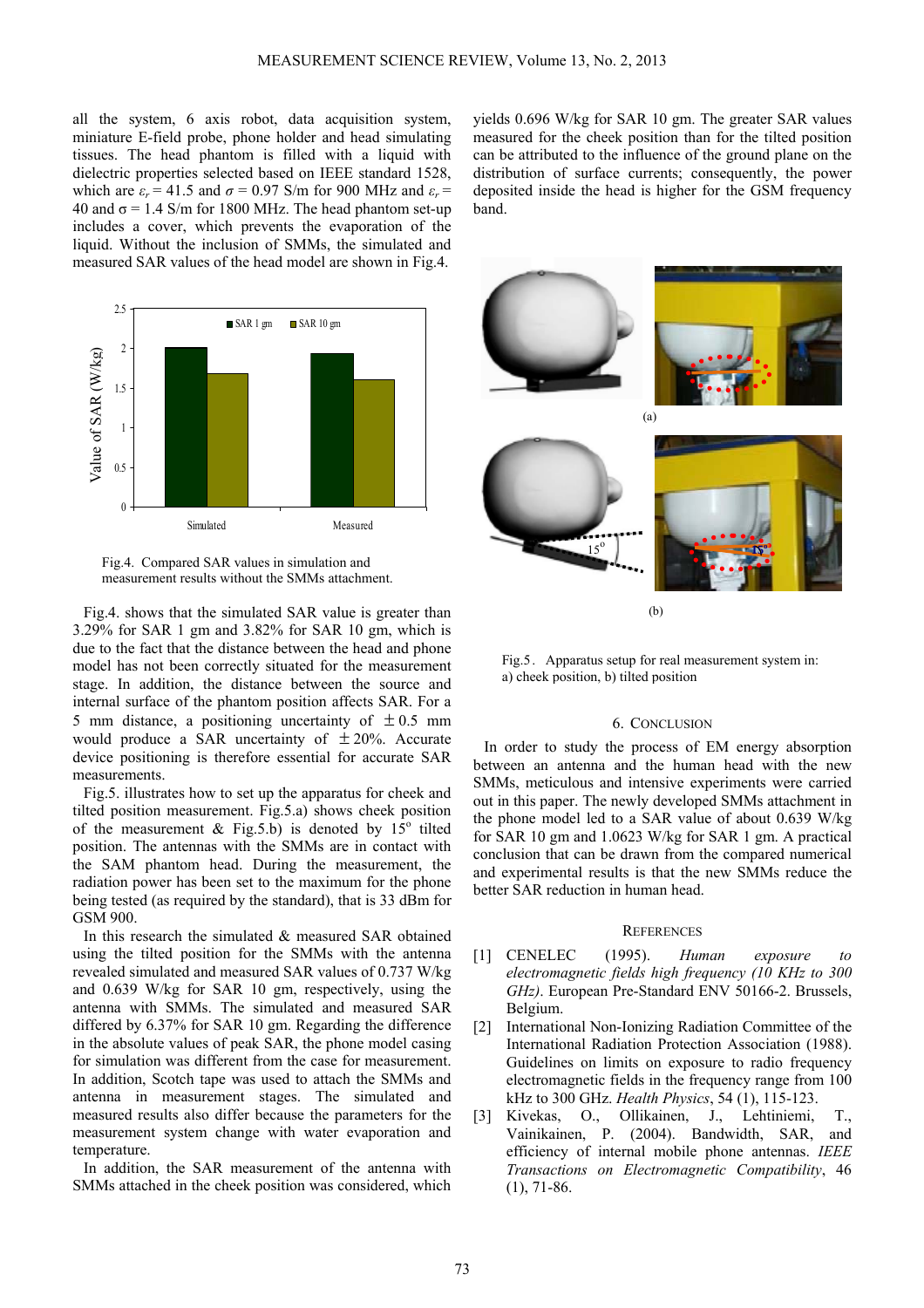all the system, 6 axis robot, data acquisition system, miniature E-field probe, phone holder and head simulating tissues. The head phantom is filled with a liquid with dielectric properties selected based on IEEE standard 1528, which are $\varepsilon_r = 41.5$ and $\sigma = 0.97$ S/m for 900 MHz and $\varepsilon_r = 40$ and $\sigma = 1.4$ S/m for 1800 MHz. The head phantom set-up includes a cover, which prevents the evaporation of the liquid. Without the inclusion of SMMs, the simulated and measured SAR values of the head model are shown in Fig.4.

Fig.4. Compared SAR values in simulation and measurement results without the SMMs attachment.

Fig.4. shows that the simulated SAR value is greater than 3.29% for SAR 1 gm and 3.82% for SAR 10 gm, which is due to the fact that the distance between the head and phone model has not been correctly situated for the measurement stage. In addition, the distance between the source and internal surface of the phantom position affects SAR. For a 5 mm distance, a positioning uncertainty of $\pm 0.5$ mm would produce a SAR uncertainty of $\pm 20\%$. Accurate device positioning is therefore essential for accurate SAR measurements.

Fig.5. illustrates how to set up the apparatus for cheek and tilted position measurement. Fig.5.a) shows cheek position of the measurement & Fig.5.b) is denoted by 15° tilted position. The antennas with the SMMs are in contact with the SAM phantom head. During the measurement, the radiation power has been set to the maximum for the phone being tested (as required by the standard), that is 33 dBm for GSM 900.

In this research the simulated & measured SAR obtained using the tilted position for the SMMs with the antenna revealed simulated and measured SAR values of 0.737 W/kg and 0.639 W/kg for SAR 10 gm, respectively, using the antenna with SMMs. The simulated and measured SAR differed by 6.37% for SAR 10 gm. Regarding the difference in the absolute values of peak SAR, the phone model casing for simulation was different from the case for measurement. In addition, Scotch tape was used to attach the SMMs and antenna in measurement stages. The simulated and measured results also differ because the parameters for the measurement system change with water evaporation and temperature.

In addition, the SAR measurement of the antenna with SMMs attached in the cheek position was considered, which yields 0.696 W/kg for SAR 10 gm. The greater SAR values measured for the cheek position than for the tilted position can be attributed to the influence of the ground plane on the distribution of surface currents; consequently, the power deposited inside the head is higher for the GSM frequency band.

Fig.5. Apparatus setup for real measurement system in: a) cheek position, b) tilted position

## 6. Conclusion

In order to study the process of EM energy absorption between an antenna and the human head with the new SMMs, meticulous and intensive experiments were carried out in this paper. The newly developed SMMs attachment in the phone model led to a SAR value of about 0.639 W/kg for SAR 10 gm and 1.0623 W/kg for SAR 1 gm. A practical conclusion that can be drawn from the compared numerical and experimental results is that the new SMMs reduce the better SAR reduction in human head.

## References

[1] CENELEC (1995). *Human exposure to electromagnetic fields high frequency (10 KHz to 300 GHz)*. European Pre-Standard ENV 50166-2. Brussels, Belgium.

[2] International Non-Ionizing Radiation Committee of the International Radiation Protection Association (1988). Guidelines on limits on exposure to radio frequency electromagnetic fields in the frequency range from 100 kHz to 300 GHz. *Health Physics*, 54 (1), 115-123.

[3] Kivekas, O., Ollikainen, J., Lehtiniemi, T., Vainikainen, P. (2004). Bandwidth, SAR, and efficiency of internal mobile phone antennas. *IEEE Transactions on Electromagnetic Compatibility*, 46 (1), 71-86.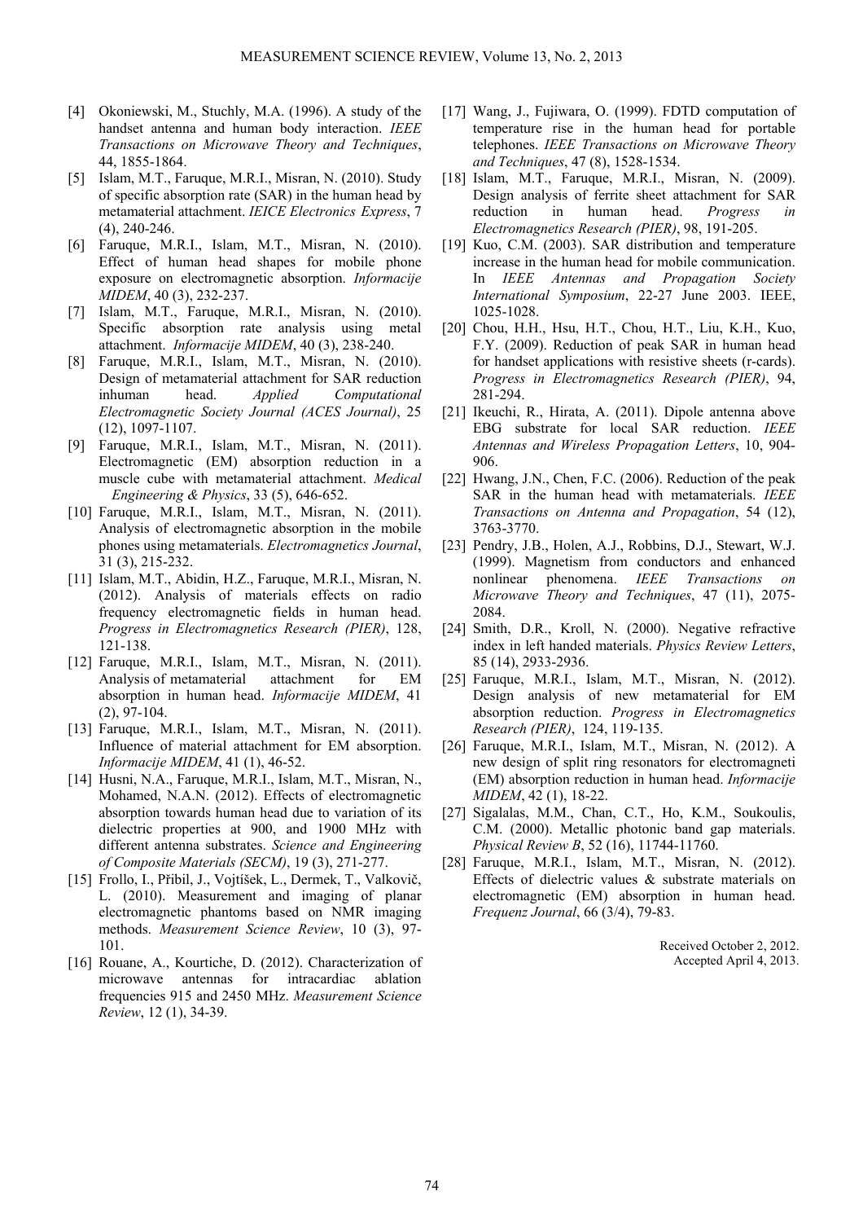[4] Okoniewski, M., Stuchly, M.A. (1996). A study of the handset antenna and human body interaction. *IEEE Transactions on Microwave Theory and Techniques*, 44, 1855-1864.

[5] Islam, M.T., Faruque, M.R.I., Misran, N. (2010). Study of specific absorption rate (SAR) in the human head by metamaterial attachment. *IEICE Electronics Express*, 7 (4), 240-246.

[6] Faruque, M.R.I., Islam, M.T., Misran, N. (2010). Effect of human head shapes for mobile phone exposure on electromagnetic absorption. *Informacije MIDEM*, 40 (3), 232-237.

[7] Islam, M.T., Faruque, M.R.I., Misran, N. (2010). Specific absorption rate analysis using metal attachment. *Informacije MIDEM*, 40 (3), 238-240.

[8] Faruque, M.R.I., Islam, M.T., Misran, N. (2010). Design of metamaterial attachment for SAR reduction inhuman head. *Applied Computational Electromagnetic Society Journal (ACES Journal)*, 25 (12), 1097-1107.

[9] Faruque, M.R.I., Islam, M.T., Misran, N. (2011). Electromagnetic (EM) absorption reduction in a muscle cube with metamaterial attachment. *Medical Engineering & Physics*, 33 (5), 646-652.

[10] Faruque, M.R.I., Islam, M.T., Misran, N. (2011). Analysis of electromagnetic absorption in the mobile phones using metamaterials. *Electromagnetics Journal*, 31 (3), 215-232.

[11] Islam, M.T., Abidin, H.Z., Faruque, M.R.I., Misran, N. (2012). Analysis of materials effects on radio frequency electromagnetic fields in human head. *Progress in Electromagnetics Research (PIER)*, 128, 121-138.

[12] Faruque, M.R.I., Islam, M.T., Misran, N. (2011). Analysis of metamaterial attachment for EM absorption in human head. *Informacije MIDEM*, 41 (2), 97-104.

[13] Faruque, M.R.I., Islam, M.T., Misran, N. (2011). Influence of material attachment for EM absorption. *Informacije MIDEM*, 41 (1), 46-52.

[14] Husni, N.A., Faruque, M.R.I., Islam, M.T., Misran, N., Mohamed, N.A.N. (2012). Effects of electromagnetic absorption towards human head due to variation of its dielectric properties at 900, and 1900 MHz with different antenna substrates. *Science and Engineering of Composite Materials (SECM)*, 19 (3), 271-277.

[15] Frollo, I., Přibil, J., Vojtíšek, L., Dermek, T., Valkovič, L. (2010). Measurement and imaging of planar electromagnetic phantoms based on NMR imaging methods. *Measurement Science Review*, 10 (3), 97-101.

[16] Rouane, A., Kourtiche, D. (2012). Characterization of microwave antennas for intracardiac ablation frequencies 915 and 2450 MHz. *Measurement Science Review*, 12 (1), 34-39.

[17] Wang, J., Fujiwara, O. (1999). FDTD computation of temperature rise in the human head for portable telephones. *IEEE Transactions on Microwave Theory and Techniques*, 47 (8), 1528-1534.

[18] Islam, M.T., Faruque, M.R.I., Misran, N. (2009). Design analysis of ferrite sheet attachment for SAR reduction in human head. *Progress in Electromagnetics Research (PIER)*, 98, 191-205.

[19] Kuo, C.M. (2003). SAR distribution and temperature increase in the human head for mobile communication. In *IEEE Antennas and Propagation Society International Symposium*, 22-27 June 2003. IEEE, 1025-1028.

[20] Chou, H.H., Hsu, H.T., Chou, H.T., Liu, K.H., Kuo, F.Y. (2009). Reduction of peak SAR in human head for handset applications with resistive sheets (r-cards). *Progress in Electromagnetics Research (PIER)*, 94, 281-294.

[21] Ikeuchi, R., Hirata, A. (2011). Dipole antenna above EBG substrate for local SAR reduction. *IEEE Antennas and Wireless Propagation Letters*, 10, 904-906.

[22] Hwang, J.N., Chen, F.C. (2006). Reduction of the peak SAR in the human head with metamaterials. *IEEE Transactions on Antenna and Propagation*, 54 (12), 3763-3770.

[23] Pendry, J.B., Holen, A.J., Robbins, D.J., Stewart, W.J. (1999). Magnetism from conductors and enhanced nonlinear phenomena. *IEEE Transactions on Microwave Theory and Techniques*, 47 (11), 2075-2084.

[24] Smith, D.R., Kroll, N. (2000). Negative refractive index in left handed materials. *Physics Review Letters*, 85 (14), 2933-2936.

[25] Faruque, M.R.I., Islam, M.T., Misran, N. (2012). Design analysis of new metamaterial for EM absorption reduction. *Progress in Electromagnetics Research (PIER)*, 124, 119-135.

[26] Faruque, M.R.I., Islam, M.T., Misran, N. (2012). A new design of split ring resonators for electromagneti (EM) absorption reduction in human head. *Informacije MIDEM*, 42 (1), 18-22.

[27] Sigalalas, M.M., Chan, C.T., Ho, K.M., Soukoulis, C.M. (2000). Metallic photonic band gap materials. *Physical Review B*, 52 (16), 11744-11760.

[28] Faruque, M.R.I., Islam, M.T., Misran, N. (2012). Effects of dielectric values & substrate materials on electromagnetic (EM) absorption in human head. *Frequenz Journal*, 66 (3/4), 79-83.

Received October 2, 2012.
Accepted April 4, 2013.